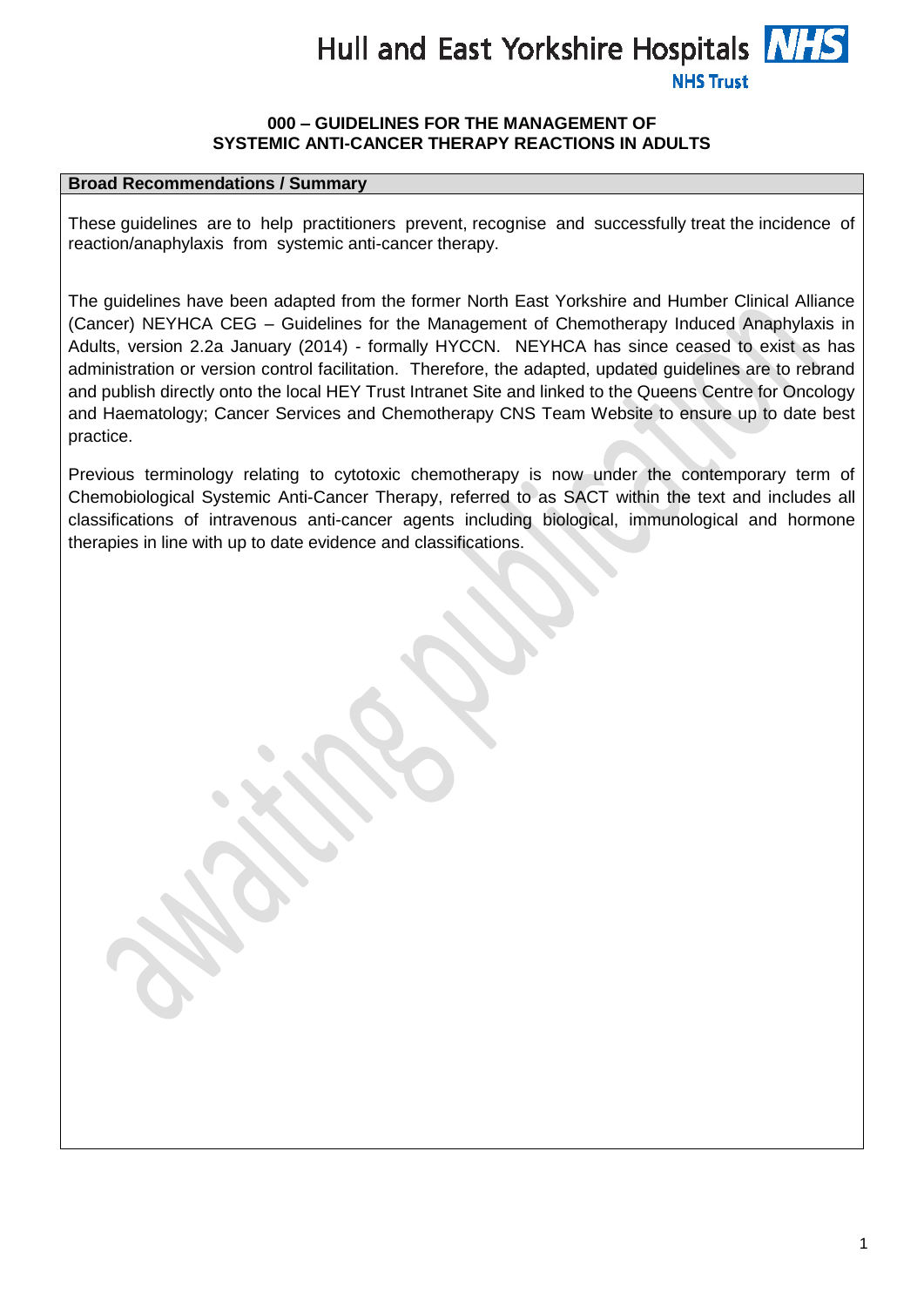# 000 – GUIDELINES FOR THE MANAGEMENT OF SYSTEMIC ANTI-CANCER THERAPY REACTIONS IN ADULTS

## Broad Recommendations / Summary

These guidelines are to help practitioners prevent, recognise and successfully treat the incidence of reaction/anaphylaxis from systemic anti-cancer therapy.

The guidelines have been adapted from the former North East Yorkshire and Humber Clinical Alliance (Cancer) NEYHCA CEG – Guidelines for the Management of Chemotherapy Induced Anaphylaxis in Adults, version 2.2a January (2014) - formally HYCCN. NEYHCA has since ceased to exist as has administration or version control facilitation. Therefore, the adapted, updated guidelines are to rebrand and publish directly onto the local HEY Trust Intranet Site and linked to the Queens Centre for Oncology and Haematology; Cancer Services and Chemotherapy CNS Team Website to ensure up to date best practice.

Previous terminology relating to cytotoxic chemotherapy is now under the contemporary term of Chemobiological Systemic Anti-Cancer Therapy, referred to as SACT within the text and includes all classifications of intravenous anti-cancer agents including biological, immunological and hormone therapies in line with up to date evidence and classifications.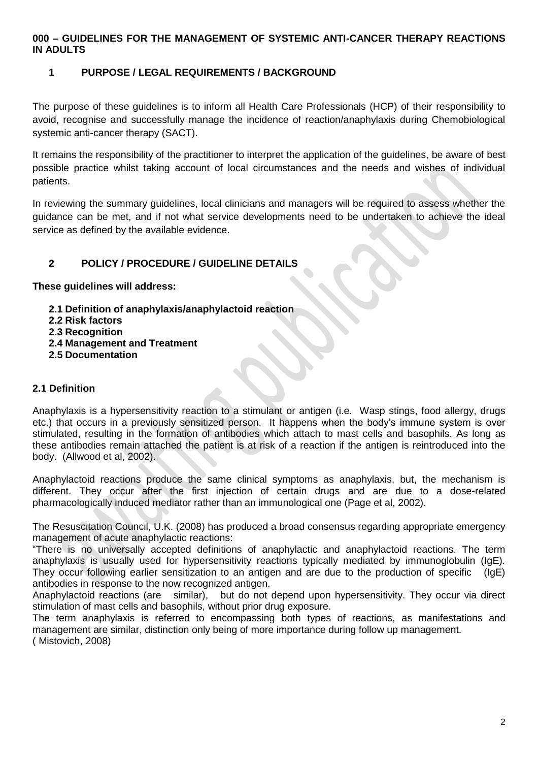**000 – GUIDELINES FOR THE MANAGEMENT OF SYSTEMIC ANTI-CANCER THERAPY REACTIONS IN ADULTS**

## 1 PURPOSE / LEGAL REQUIREMENTS / BACKGROUND

The purpose of these guidelines is to inform all Health Care Professionals (HCP) of their responsibility to avoid, recognise and successfully manage the incidence of reaction/anaphylaxis during Chemobiological systemic anti-cancer therapy (SACT).

It remains the responsibility of the practitioner to interpret the application of the guidelines, be aware of best possible practice whilst taking account of local circumstances and the needs and wishes of individual patients.

In reviewing the summary guidelines, local clinicians and managers will be required to assess whether the guidance can be met, and if not what service developments need to be undertaken to achieve the ideal service as defined by the available evidence.

## 2 POLICY / PROCEDURE / GUIDELINE DETAILS

**These guidelines will address:**

- **2.1 Definition of anaphylaxis/anaphylactoid reaction**
- **2.2 Risk factors**
- **2.3 Recognition**
- **2.4 Management and Treatment**
- **2.5 Documentation**

### 2.1 Definition

Anaphylaxis is a hypersensitivity reaction to a stimulant or antigen (i.e. Wasp stings, food allergy, drugs etc.) that occurs in a previously sensitized person. It happens when the body's immune system is over stimulated, resulting in the formation of antibodies which attach to mast cells and basophils. As long as these antibodies remain attached the patient is at risk of a reaction if the antigen is reintroduced into the body. (Allwood et al, 2002).

Anaphylactoid reactions produce the same clinical symptoms as anaphylaxis, but, the mechanism is different. They occur after the first injection of certain drugs and are due to a dose-related pharmacologically induced mediator rather than an immunological one (Page et al, 2002).

The Resuscitation Council, U.K. (2008) has produced a broad consensus regarding appropriate emergency management of acute anaphylactic reactions:
"There is no universally accepted definitions of anaphylactic and anaphylactoid reactions. The term anaphylaxis is usually used for hypersensitivity reactions typically mediated by immunoglobulin (IgE). They occur following earlier sensitization to an antigen and are due to the production of specific (IgE) antibodies in response to the now recognized antigen.
Anaphylactoid reactions (are similar), but do not depend upon hypersensitivity. They occur via direct stimulation of mast cells and basophils, without prior drug exposure.
The term anaphylaxis is referred to encompassing both types of reactions, as manifestations and management are similar, distinction only being of more importance during follow up management.
( Mistovich, 2008)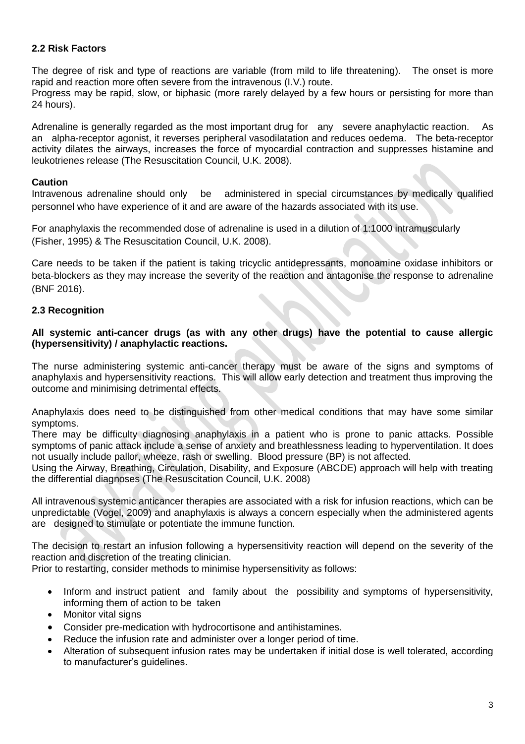### 2.2 Risk Factors

The degree of risk and type of reactions are variable (from mild to life threatening). The onset is more rapid and reaction more often severe from the intravenous (I.V.) route.
Progress may be rapid, slow, or biphasic (more rarely delayed by a few hours or persisting for more than 24 hours).

Adrenaline is generally regarded as the most important drug for any severe anaphylactic reaction. As an alpha-receptor agonist, it reverses peripheral vasodilatation and reduces oedema. The beta-receptor activity dilates the airways, increases the force of myocardial contraction and suppresses histamine and leukotrienes release (The Resuscitation Council, U.K. 2008).

**Caution**
Intravenous adrenaline should only be administered in special circumstances by medically qualified personnel who have experience of it and are aware of the hazards associated with its use.

For anaphylaxis the recommended dose of adrenaline is used in a dilution of 1:1000 intramuscularly (Fisher, 1995) & The Resuscitation Council, U.K. 2008).

Care needs to be taken if the patient is taking tricyclic antidepressants, monoamine oxidase inhibitors or beta-blockers as they may increase the severity of the reaction and antagonise the response to adrenaline (BNF 2016).

### 2.3 Recognition

**All systemic anti-cancer drugs (as with any other drugs) have the potential to cause allergic (hypersensitivity) / anaphylactic reactions.**

The nurse administering systemic anti-cancer therapy must be aware of the signs and symptoms of anaphylaxis and hypersensitivity reactions. This will allow early detection and treatment thus improving the outcome and minimising detrimental effects.

Anaphylaxis does need to be distinguished from other medical conditions that may have some similar symptoms.
There may be difficulty diagnosing anaphylaxis in a patient who is prone to panic attacks. Possible symptoms of panic attack include a sense of anxiety and breathlessness leading to hyperventilation. It does not usually include pallor, wheeze, rash or swelling. Blood pressure (BP) is not affected.
Using the Airway, Breathing, Circulation, Disability, and Exposure (ABCDE) approach will help with treating the differential diagnoses (The Resuscitation Council, U.K. 2008)

All intravenous systemic anticancer therapies are associated with a risk for infusion reactions, which can be unpredictable (Vogel, 2009) and anaphylaxis is always a concern especially when the administered agents are designed to stimulate or potentiate the immune function.

The decision to restart an infusion following a hypersensitivity reaction will depend on the severity of the reaction and discretion of the treating clinician.
Prior to restarting, consider methods to minimise hypersensitivity as follows:

- Inform and instruct patient and family about the possibility and symptoms of hypersensitivity, informing them of action to be taken
- Monitor vital signs
- Consider pre-medication with hydrocortisone and antihistamines.
- Reduce the infusion rate and administer over a longer period of time.
- Alteration of subsequent infusion rates may be undertaken if initial dose is well tolerated, according to manufacturer's guidelines.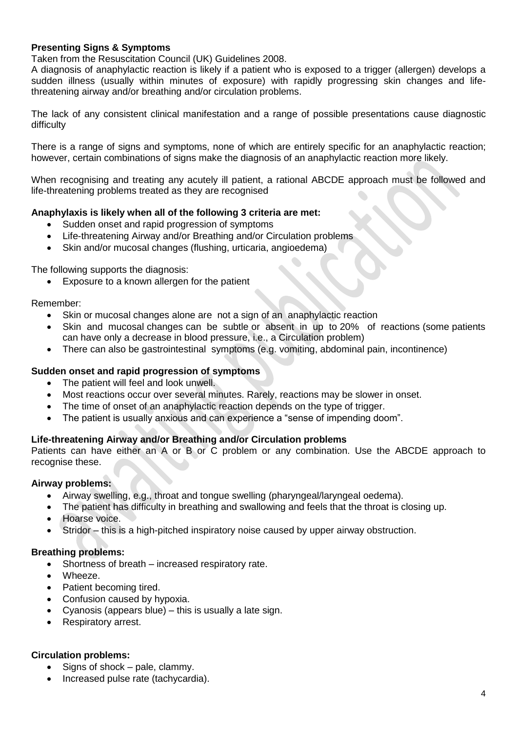**Presenting Signs & Symptoms**

Taken from the Resuscitation Council (UK) Guidelines 2008.

A diagnosis of anaphylactic reaction is likely if a patient who is exposed to a trigger (allergen) develops a sudden illness (usually within minutes of exposure) with rapidly progressing skin changes and life-threatening airway and/or breathing and/or circulation problems.

The lack of any consistent clinical manifestation and a range of possible presentations cause diagnostic difficulty

There is a range of signs and symptoms, none of which are entirely specific for an anaphylactic reaction; however, certain combinations of signs make the diagnosis of an anaphylactic reaction more likely.

When recognising and treating any acutely ill patient, a rational ABCDE approach must be followed and life-threatening problems treated as they are recognised

**Anaphylaxis is likely when all of the following 3 criteria are met:**

- Sudden onset and rapid progression of symptoms
- Life-threatening Airway and/or Breathing and/or Circulation problems
- Skin and/or mucosal changes (flushing, urticaria, angioedema)

The following supports the diagnosis:

- Exposure to a known allergen for the patient

Remember:

- Skin or mucosal changes alone are not a sign of an anaphylactic reaction
- Skin and mucosal changes can be subtle or absent in up to 20% of reactions (some patients can have only a decrease in blood pressure, i.e., a Circulation problem)
- There can also be gastrointestinal symptoms (e.g. vomiting, abdominal pain, incontinence)

**Sudden onset and rapid progression of symptoms**

- The patient will feel and look unwell.
- Most reactions occur over several minutes. Rarely, reactions may be slower in onset.
- The time of onset of an anaphylactic reaction depends on the type of trigger.
- The patient is usually anxious and can experience a "sense of impending doom".

**Life-threatening Airway and/or Breathing and/or Circulation problems**

Patients can have either an A or B or C problem or any combination. Use the ABCDE approach to recognise these.

**Airway problems:**

- Airway swelling, e.g., throat and tongue swelling (pharyngeal/laryngeal oedema).
- The patient has difficulty in breathing and swallowing and feels that the throat is closing up.
- Hoarse voice.
- Stridor – this is a high-pitched inspiratory noise caused by upper airway obstruction.

**Breathing problems:**

- Shortness of breath – increased respiratory rate.
- Wheeze.
- Patient becoming tired.
- Confusion caused by hypoxia.
- Cyanosis (appears blue) – this is usually a late sign.
- Respiratory arrest.

**Circulation problems:**

- Signs of shock – pale, clammy.
- Increased pulse rate (tachycardia).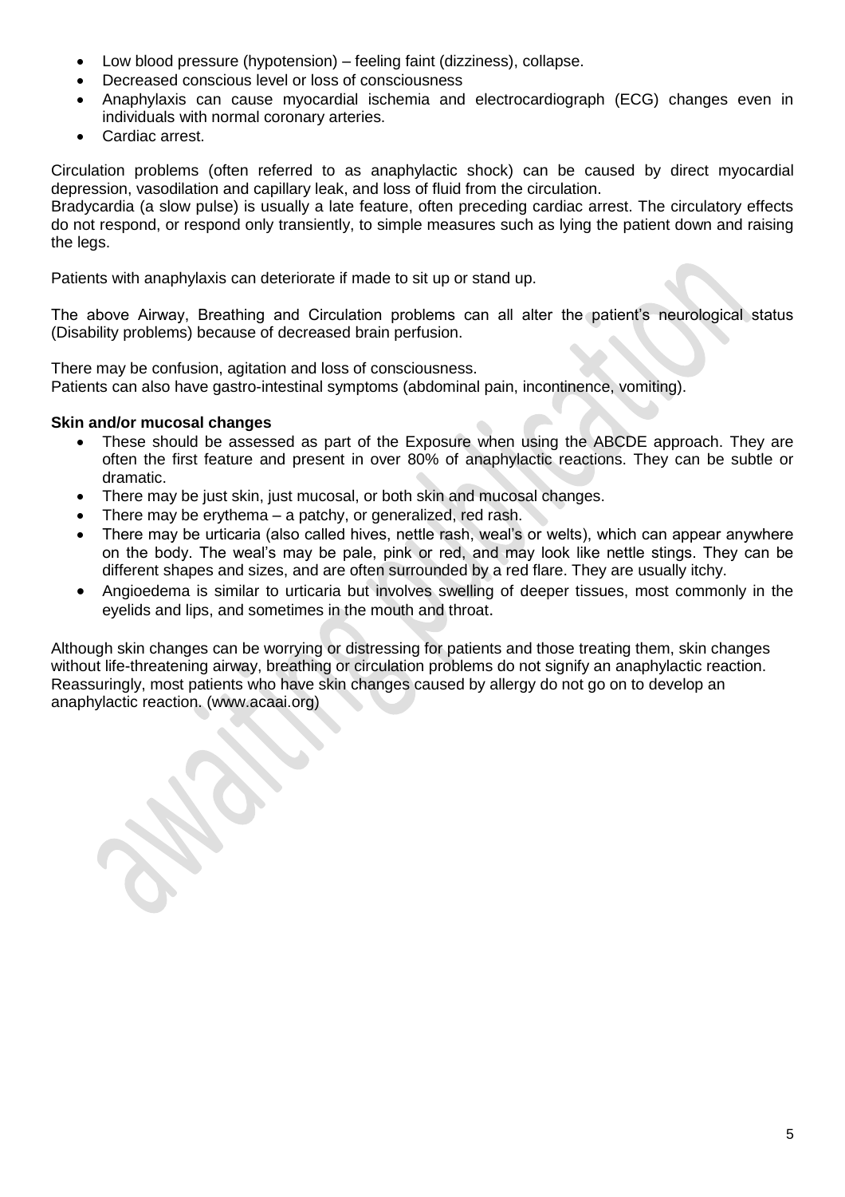- Low blood pressure (hypotension) – feeling faint (dizziness), collapse.
- Decreased conscious level or loss of consciousness
- Anaphylaxis can cause myocardial ischemia and electrocardiograph (ECG) changes even in individuals with normal coronary arteries.
- Cardiac arrest.

Circulation problems (often referred to as anaphylactic shock) can be caused by direct myocardial depression, vasodilation and capillary leak, and loss of fluid from the circulation.
Bradycardia (a slow pulse) is usually a late feature, often preceding cardiac arrest. The circulatory effects do not respond, or respond only transiently, to simple measures such as lying the patient down and raising the legs.

Patients with anaphylaxis can deteriorate if made to sit up or stand up.

The above Airway, Breathing and Circulation problems can all alter the patient's neurological status (Disability problems) because of decreased brain perfusion.

There may be confusion, agitation and loss of consciousness.
Patients can also have gastro-intestinal symptoms (abdominal pain, incontinence, vomiting).

**Skin and/or mucosal changes**

- These should be assessed as part of the Exposure when using the ABCDE approach. They are often the first feature and present in over 80% of anaphylactic reactions. They can be subtle or dramatic.
- There may be just skin, just mucosal, or both skin and mucosal changes.
- There may be erythema – a patchy, or generalized, red rash.
- There may be urticaria (also called hives, nettle rash, weal's or welts), which can appear anywhere on the body. The weal's may be pale, pink or red, and may look like nettle stings. They can be different shapes and sizes, and are often surrounded by a red flare. They are usually itchy.
- Angioedema is similar to urticaria but involves swelling of deeper tissues, most commonly in the eyelids and lips, and sometimes in the mouth and throat.

Although skin changes can be worrying or distressing for patients and those treating them, skin changes without life-threatening airway, breathing or circulation problems do not signify an anaphylactic reaction. Reassuringly, most patients who have skin changes caused by allergy do not go on to develop an anaphylactic reaction. (www.acaai.org)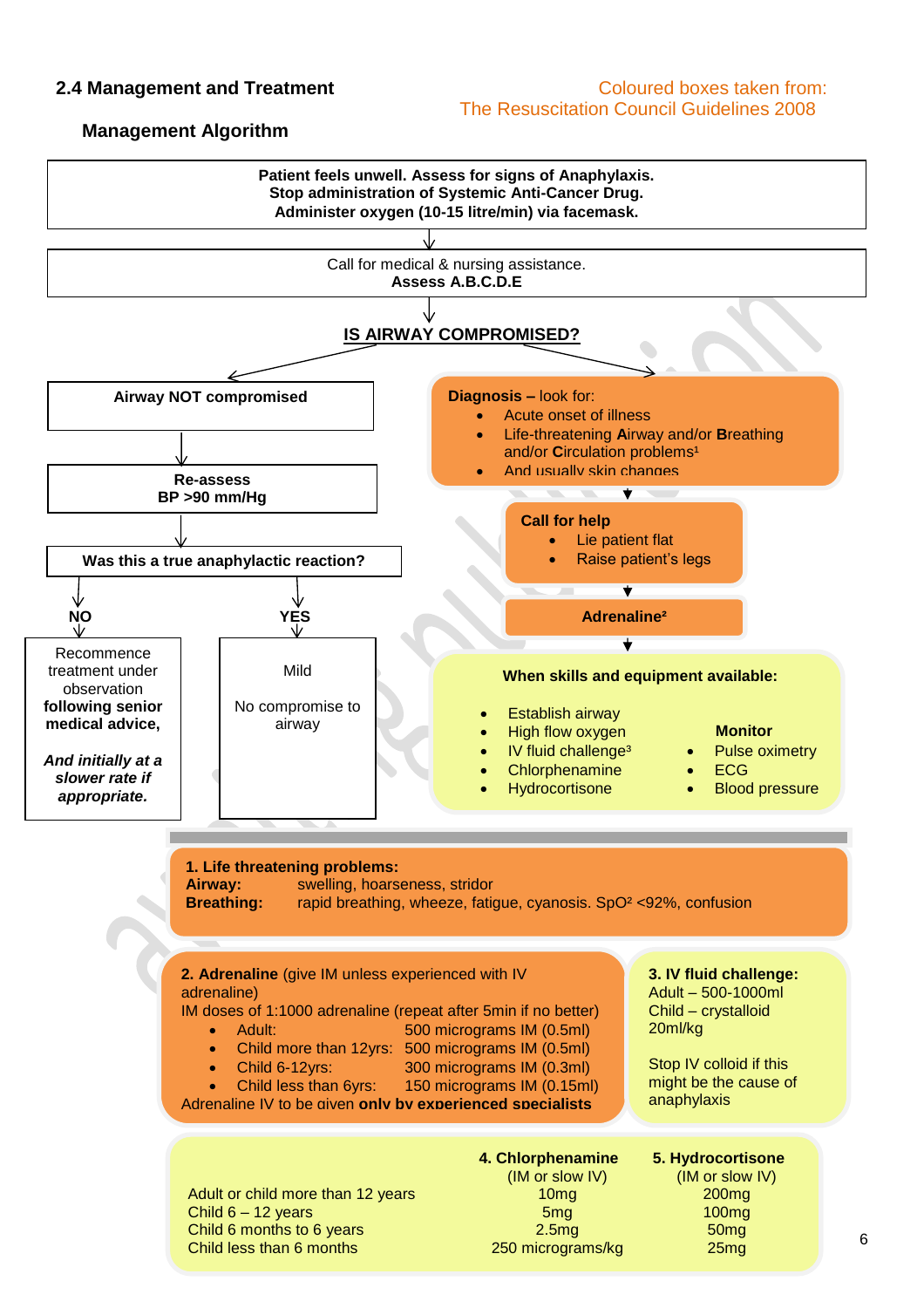## 2.4 Management and Treatment

Coloured boxes taken from:
The Resuscitation Council Guidelines 2008

### Management Algorithm

**Patient feels unwell. Assess for signs of Anaphylaxis.**
**Stop administration of Systemic Anti-Cancer Drug.**
**Administer oxygen (10-15 litre/min) via facemask.**

↓

Call for medical & nursing assistance.
**Assess A.B.C.D.E**

↓

**IS AIRWAY COMPROMISED?**

**Airway NOT compromised**

↓

**Re-assess**
**BP >90 mm/Hg**

↓

**Was this a true anaphylactic reaction?**

**NO**

Recommence treatment under observation **following senior medical advice,**

***And initially at a slower rate if appropriate.***

**YES**

Mild

No compromise to airway

**Diagnosis –** look for:

- Acute onset of illness
- Life-threatening **A**irway and/or **B**reathing and/or **C**irculation problems[1]
- And usually skin changes

↓

**Call for help**

- Lie patient flat
- Raise patient's legs

↓

**Adrenaline[2]**

↓

**When skills and equipment available:**

- Establish airway
- High flow oxygen
- IV fluid challenge[3]
- Chlorphenamine
- Hydrocortisone

**Monitor**

- Pulse oximetry
- ECG
- Blood pressure

---

**1. Life threatening problems:**
**Airway:** swelling, hoarseness, stridor
**Breathing:** rapid breathing, wheeze, fatigue, cyanosis. $SpO^2$ <92%, confusion

**2. Adrenaline** (give IM unless experienced with IV adrenaline)
IM doses of 1:1000 adrenaline (repeat after 5min if no better)

- Adult: 500 micrograms IM (0.5ml)
- Child more than 12yrs: 500 micrograms IM (0.5ml)
- Child 6-12yrs: 300 micrograms IM (0.3ml)
- Child less than 6yrs: 150 micrograms IM (0.15ml)

Adrenaline IV to be given **only by experienced specialists**

**3. IV fluid challenge:**
Adult – 500-1000ml
Child – crystalloid 20ml/kg

Stop IV colloid if this might be the cause of anaphylaxis

| | **4. Chlorphenamine** (IM or slow IV) | **5. Hydrocortisone** (IM or slow IV) |
|---|---|---|
| Adult or child more than 12 years | 10mg | 200mg |
| Child 6 – 12 years | 5mg | 100mg |
| Child 6 months to 6 years | 2.5mg | 50mg |
| Child less than 6 months | 250 micrograms/kg | 25mg |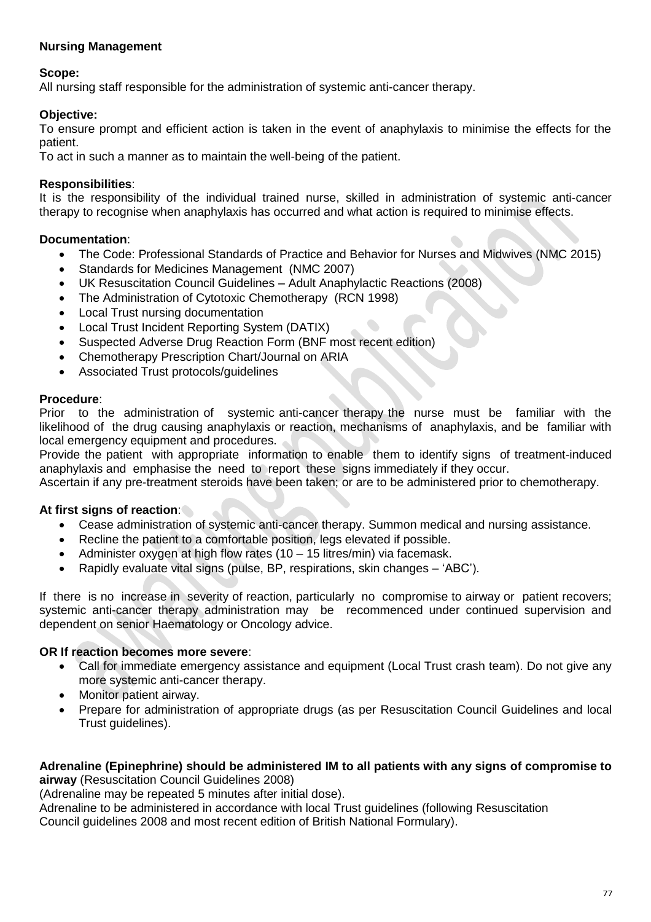**Nursing Management**

**Scope:**
All nursing staff responsible for the administration of systemic anti-cancer therapy.

**Objective:**
To ensure prompt and efficient action is taken in the event of anaphylaxis to minimise the effects for the patient.
To act in such a manner as to maintain the well-being of the patient.

**Responsibilities**:
It is the responsibility of the individual trained nurse, skilled in administration of systemic anti-cancer therapy to recognise when anaphylaxis has occurred and what action is required to minimise effects.

**Documentation**:

- The Code: Professional Standards of Practice and Behavior for Nurses and Midwives (NMC 2015)
- Standards for Medicines Management (NMC 2007)
- UK Resuscitation Council Guidelines – Adult Anaphylactic Reactions (2008)
- The Administration of Cytotoxic Chemotherapy (RCN 1998)
- Local Trust nursing documentation
- Local Trust Incident Reporting System (DATIX)
- Suspected Adverse Drug Reaction Form (BNF most recent edition)
- Chemotherapy Prescription Chart/Journal on ARIA
- Associated Trust protocols/guidelines

**Procedure**:
Prior to the administration of systemic anti-cancer therapy the nurse must be familiar with the likelihood of the drug causing anaphylaxis or reaction, mechanisms of anaphylaxis, and be familiar with local emergency equipment and procedures.
Provide the patient with appropriate information to enable them to identify signs of treatment-induced anaphylaxis and emphasise the need to report these signs immediately if they occur.
Ascertain if any pre-treatment steroids have been taken; or are to be administered prior to chemotherapy.

**At first signs of reaction**:

- Cease administration of systemic anti-cancer therapy. Summon medical and nursing assistance.
- Recline the patient to a comfortable position, legs elevated if possible.
- Administer oxygen at high flow rates (10 – 15 litres/min) via facemask.
- Rapidly evaluate vital signs (pulse, BP, respirations, skin changes – 'ABC').

If there is no increase in severity of reaction, particularly no compromise to airway or patient recovers; systemic anti-cancer therapy administration may be recommenced under continued supervision and dependent on senior Haematology or Oncology advice.

**OR If reaction becomes more severe**:

- Call for immediate emergency assistance and equipment (Local Trust crash team). Do not give any more systemic anti-cancer therapy.
- Monitor patient airway.
- Prepare for administration of appropriate drugs (as per Resuscitation Council Guidelines and local Trust guidelines).

**Adrenaline (Epinephrine) should be administered IM to all patients with any signs of compromise to airway** (Resuscitation Council Guidelines 2008)
(Adrenaline may be repeated 5 minutes after initial dose).
Adrenaline to be administered in accordance with local Trust guidelines (following Resuscitation Council guidelines 2008 and most recent edition of British National Formulary).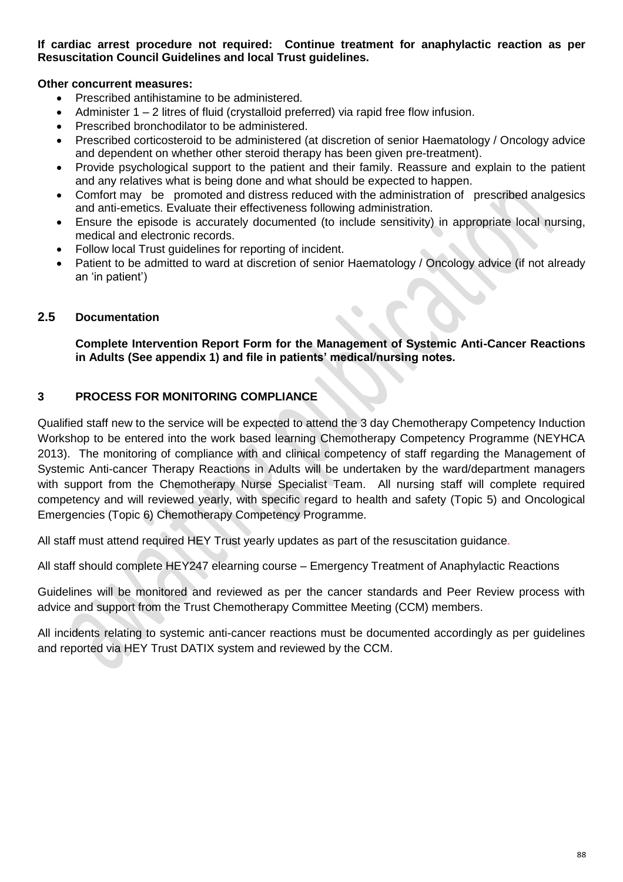**If cardiac arrest procedure not required: Continue treatment for anaphylactic reaction as per Resuscitation Council Guidelines and local Trust guidelines.**

**Other concurrent measures:**

- Prescribed antihistamine to be administered.
- Administer 1 – 2 litres of fluid (crystalloid preferred) via rapid free flow infusion.
- Prescribed bronchodilator to be administered.
- Prescribed corticosteroid to be administered (at discretion of senior Haematology / Oncology advice and dependent on whether other steroid therapy has been given pre-treatment).
- Provide psychological support to the patient and their family. Reassure and explain to the patient and any relatives what is being done and what should be expected to happen.
- Comfort may be promoted and distress reduced with the administration of prescribed analgesics and anti-emetics. Evaluate their effectiveness following administration.
- Ensure the episode is accurately documented (to include sensitivity) in appropriate local nursing, medical and electronic records.
- Follow local Trust guidelines for reporting of incident.
- Patient to be admitted to ward at discretion of senior Haematology / Oncology advice (if not already an 'in patient')

## 2.5 Documentation

**Complete Intervention Report Form for the Management of Systemic Anti-Cancer Reactions in Adults (See appendix 1) and file in patients' medical/nursing notes.**

## 3 PROCESS FOR MONITORING COMPLIANCE

Qualified staff new to the service will be expected to attend the 3 day Chemotherapy Competency Induction Workshop to be entered into the work based learning Chemotherapy Competency Programme (NEYHCA 2013). The monitoring of compliance with and clinical competency of staff regarding the Management of Systemic Anti-cancer Therapy Reactions in Adults will be undertaken by the ward/department managers with support from the Chemotherapy Nurse Specialist Team. All nursing staff will complete required competency and will reviewed yearly, with specific regard to health and safety (Topic 5) and Oncological Emergencies (Topic 6) Chemotherapy Competency Programme.

All staff must attend required HEY Trust yearly updates as part of the resuscitation guidance.

All staff should complete HEY247 elearning course – Emergency Treatment of Anaphylactic Reactions

Guidelines will be monitored and reviewed as per the cancer standards and Peer Review process with advice and support from the Trust Chemotherapy Committee Meeting (CCM) members.

All incidents relating to systemic anti-cancer reactions must be documented accordingly as per guidelines and reported via HEY Trust DATIX system and reviewed by the CCM.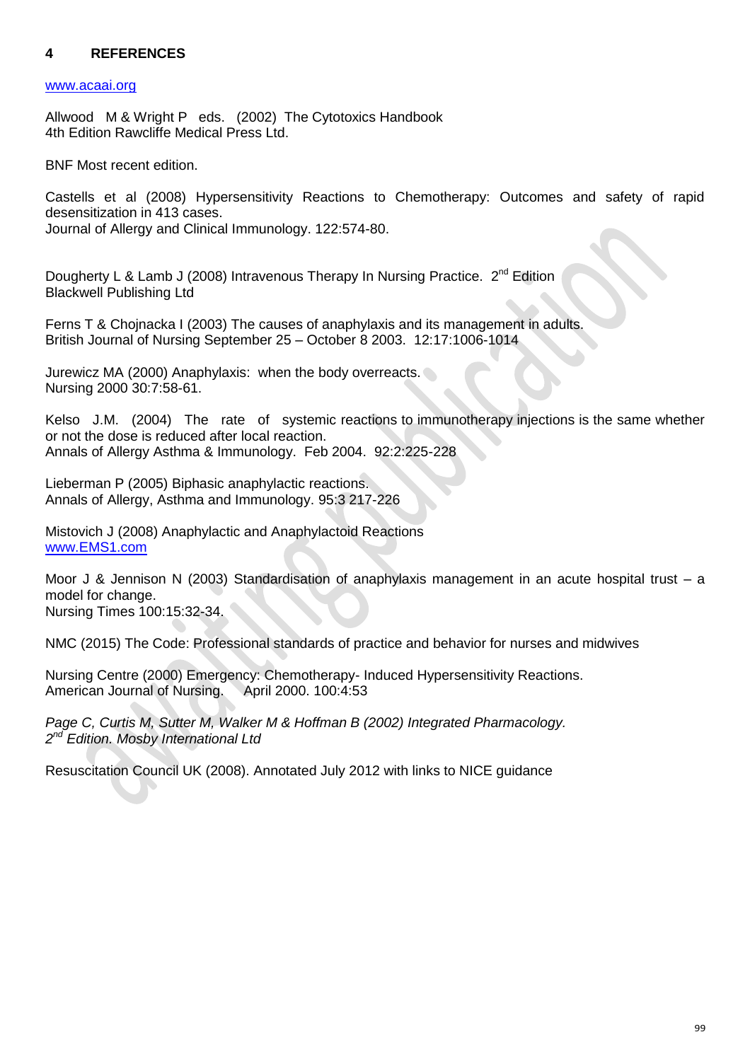## 4 REFERENCES

www.acaai.org

Allwood M & Wright P eds. (2002) The Cytotoxics Handbook
4th Edition Rawcliffe Medical Press Ltd.

BNF Most recent edition.

Castells et al (2008) Hypersensitivity Reactions to Chemotherapy: Outcomes and safety of rapid desensitization in 413 cases.
Journal of Allergy and Clinical Immunology. 122:574-80.

Dougherty L & Lamb J (2008) Intravenous Therapy In Nursing Practice. 2nd Edition
Blackwell Publishing Ltd

Ferns T & Chojnacka I (2003) The causes of anaphylaxis and its management in adults.
British Journal of Nursing September 25 – October 8 2003. 12:17:1006-1014

Jurewicz MA (2000) Anaphylaxis: when the body overreacts.
Nursing 2000 30:7:58-61.

Kelso J.M. (2004) The rate of systemic reactions to immunotherapy injections is the same whether or not the dose is reduced after local reaction.
Annals of Allergy Asthma & Immunology. Feb 2004. 92:2:225-228

Lieberman P (2005) Biphasic anaphylactic reactions.
Annals of Allergy, Asthma and Immunology. 95:3 217-226

Mistovich J (2008) Anaphylactic and Anaphylactoid Reactions
www.EMS1.com

Moor J & Jennison N (2003) Standardisation of anaphylaxis management in an acute hospital trust – a model for change.
Nursing Times 100:15:32-34.

NMC (2015) The Code: Professional standards of practice and behavior for nurses and midwives

Nursing Centre (2000) Emergency: Chemotherapy- Induced Hypersensitivity Reactions.
American Journal of Nursing. April 2000. 100:4:53

*Page C, Curtis M, Sutter M, Walker M & Hoffman B (2002) Integrated Pharmacology.*
*2nd Edition. Mosby International Ltd*

Resuscitation Council UK (2008). Annotated July 2012 with links to NICE guidance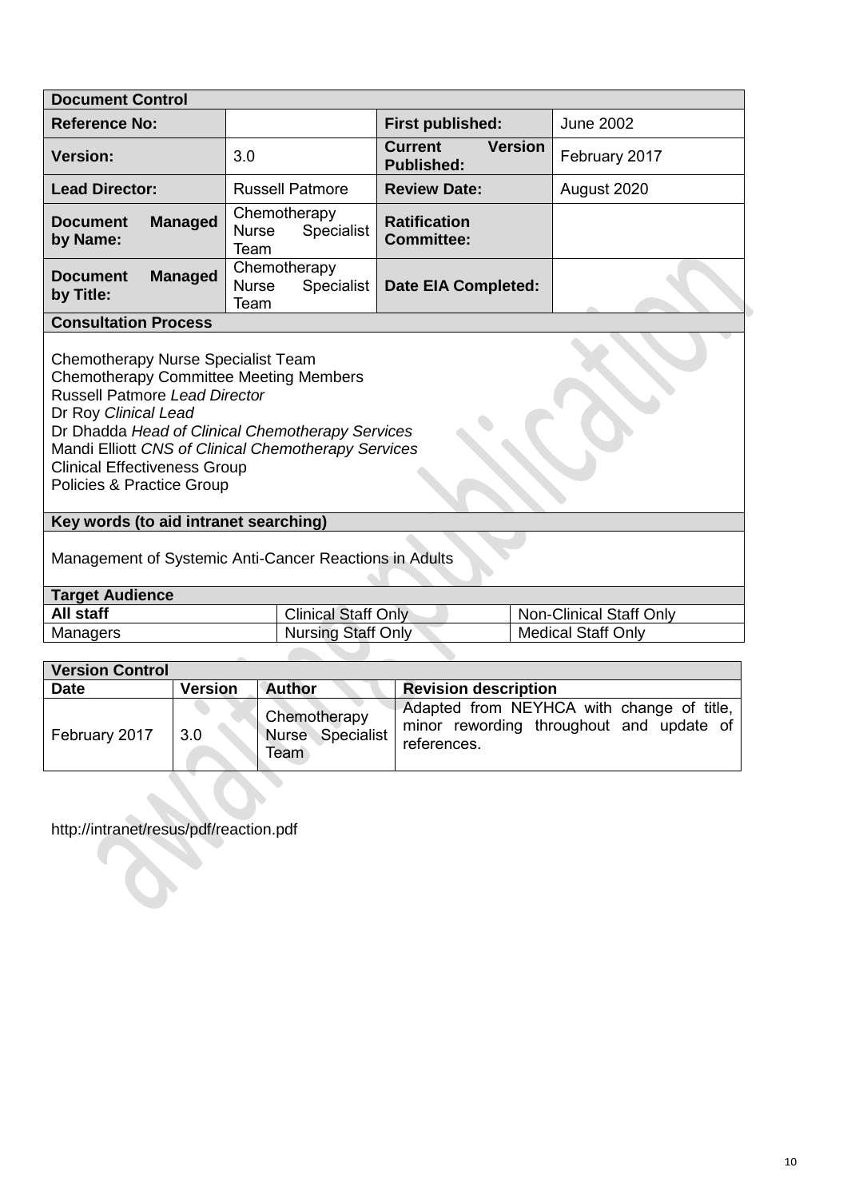| **Document Control** | | | |
|---|---|---|---|
| **Reference No:** | | **First published:** | June 2002 |
| **Version:** | 3.0 | **Current Version Published:** | February 2017 |
| **Lead Director:** | Russell Patmore | **Review Date:** | August 2020 |
| **Document Managed by Name:** | Chemotherapy Nurse Specialist Team | **Ratification Committee:** | |
| **Document Managed by Title:** | Chemotherapy Nurse Specialist Team | **Date EIA Completed:** | |

**Consultation Process**

Chemotherapy Nurse Specialist Team
Chemotherapy Committee Meeting Members
Russell Patmore *Lead Director*
Dr Roy *Clinical Lead*
Dr Dhadda *Head of Clinical Chemotherapy Services*
Mandi Elliott *CNS of Clinical Chemotherapy Services*
Clinical Effectiveness Group
Policies & Practice Group

**Key words (to aid intranet searching)**

Management of Systemic Anti-Cancer Reactions in Adults

| **Target Audience** | | |
|---|---|---|
| **All staff** | Clinical Staff Only | Non-Clinical Staff Only |
| Managers | Nursing Staff Only | Medical Staff Only |

| **Version Control** | | | |
|---|---|---|---|
| **Date** | **Version** | **Author** | **Revision description** |
| February 2017 | 3.0 | Chemotherapy Nurse Specialist Team | Adapted from NEYHCA with change of title, minor rewording throughout and update of references. |

http://intranet/resus/pdf/reaction.pdf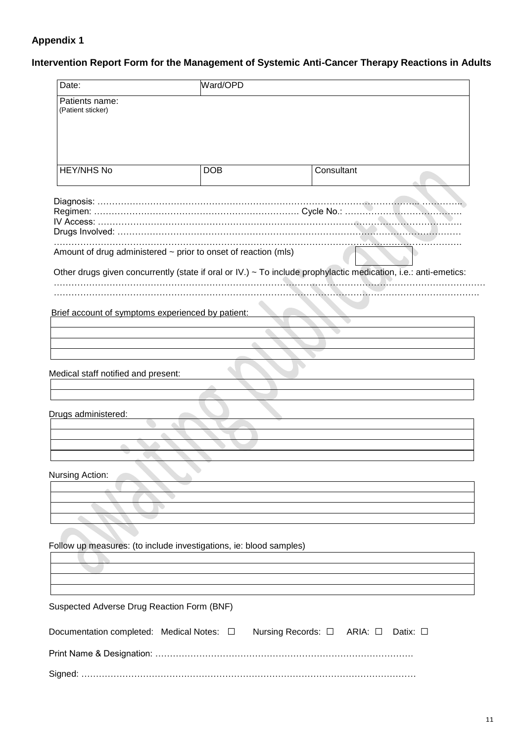**Appendix 1**

**Intervention Report Form for the Management of Systemic Anti-Cancer Therapy Reactions in Adults**

| | | |
|---|---|---|
| Date: | Ward/OPD | |
| Patients name:<br>(Patient sticker) | | |
| HEY/NHS No | DOB | Consultant |

Diagnosis: ……………………………………………………………………………………………… …………
Regimen: ………………………………………………………………… Cycle No.: …………………………………
IV Access: …………………………………………………………………………………………………………………
Drugs Involved: ……………………………………………………………………………………………………………
……………………………………………………………………………………………………………………………
Amount of drug administered ~ prior to onset of reaction (mls)

Other drugs given concurrently (state if oral or IV.) ~ To include prophylactic medication, i.e.: anti-emetics:
……………………………………………………………………………………………………………………………
……………………………………………………………………………………………………………………………

Brief account of symptoms experienced by patient:

| |
|---|
| |
| |
| |
| |

Medical staff notified and present:

| |
|---|
| |
| |

Drugs administered:

| |
|---|
| |
| |
| |
| |

Nursing Action:

| |
|---|
| |
| |
| |
| |

Follow up measures: (to include investigations, ie: blood samples)

| |
|---|
| |
| |
| |
| |

Suspected Adverse Drug Reaction Form (BNF)

Documentation completed: Medical Notes: ☐ Nursing Records: ☐ ARIA: ☐ Datix: ☐

Print Name & Designation: ……………………………………………………………………………

Signed: ………………………………………………………………………………………………………